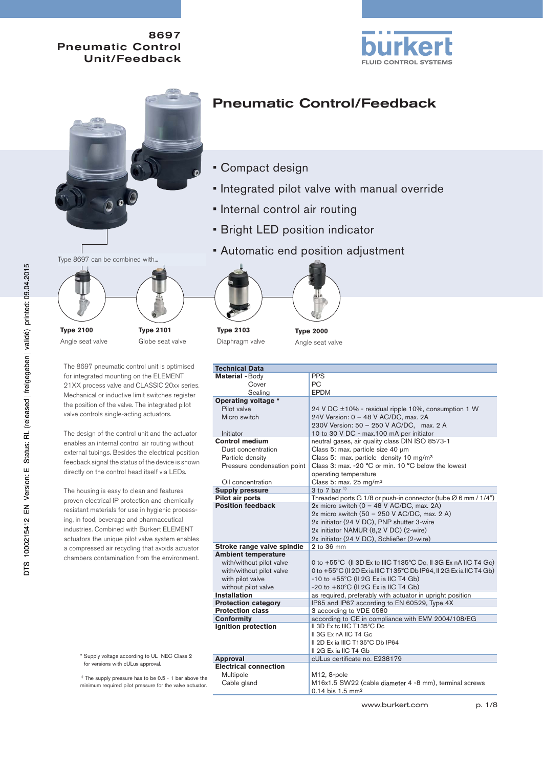# 8697 Pneumatic Control Unit/Feedback

## Pneumatic Control/Feedback

- Compact design
- Integrated pilot valve with manual override
- Internal control air routing
- Bright LED position indicator
- Automatic end position adjustment

Type 8697 can be combined with...

**Type 2100**
Angle seat valve

**Type 2101**
Globe seat valve

**Type 2103**
Diaphragm valve

**Type 2000**
Angle seat valve

The 8697 pneumatic control unit is optimised for integrated mounting on the ELEMENT 21XX process valve and CLASSIC 20xx series. Mechanical or inductive limit switches register the position of the valve. The integrated pilot valve controls single-acting actuators.

The design of the control unit and the actuator enables an internal control air routing without external tubings. Besides the electrical position feedback signal the status of the device is shown directly on the control head itself via LEDs.

The housing is easy to clean and features proven electrical IP protection and chemically resistant materials for use in hygienic processing, in food, beverage and pharmaceutical industries. Combined with Bürkert ELEMENT actuators the unique pilot valve system enables a compressed air recycling that avoids actuator chambers contamination from the environment.

| Technical Data | |
|---|---|
| **Material** - Body | PPS |
| Cover | PC |
| Sealing | EPDM |
| **Operating voltage** * | |
| Pilot valve | 24 V DC ±10% - residual ripple 10%, consumption 1 W |
| Micro switch | 24V Version: 0 – 48 V AC/DC, max. 2A |
| | 230V Version: 50 – 250 V AC/DC, max. 2 A |
| Initiator | 10 to 30 V DC - max.100 mA per initiator |
| **Control medium** | neutral gases, air quality class DIN ISO 8573-1 |
| Dust concentration | Class 5: max. particle size 40 µm |
| Particle density | Class 5: max. particle density 10 mg/m³ |
| Pressure condensation point | Class 3: max. -20 °C or min. 10 °C below the lowest operating temperature |
| Oil concentration | Class 5: max. 25 mg/m³ |
| **Supply pressure** | 3 to 7 bar [1] |
| **Pilot air ports** | Threaded ports G 1/8 or push-in connector (tube Ø 6 mm / 1/4") |
| **Position feedback** | 2x micro switch (0 – 48 V AC/DC, max. 2A) |
| | 2x micro switch (50 – 250 V AC/DC, max. 2 A) |
| | 2x initiator (24 V DC), PNP shutter 3-wire |
| | 2x initiator NAMUR (8,2 V DC) (2-wire) |
| | 2x initiator (24 V DC), Schließer (2-wire) |
| **Stroke range valve spindle** | 2 to 36 mm |
| **Ambient temperature** | |
| with/without pilot valve | 0 to +55°C (II 3D Ex tc IIIC T135°C Dc, II 3G Ex nA IIC T4 Gc) |
| with/without pilot valve | 0 to +55°C (II 2D Ex ia IIIC T135°C Db IP64, II 2G Ex ia IIC T4 Gb) |
| with pilot valve | -10 to +55°C (II 2G Ex ia IIC T4 Gb) |
| without pilot valve | -20 to +60°C (II 2G Ex ia IIC T4 Gb) |
| **Installation** | as required, preferably with actuator in upright position |
| **Protection category** | IP65 and IP67 according to EN 60529, Type 4X |
| **Protection class** | 3 according to VDE 0580 |
| **Conformity** | according to CE in compliance with EMV 2004/108/EG |
| **Ignition protection** | II 3D Ex tc IIIC T135°C Dc |
| | II 3G Ex nA IIC T4 Gc |
| | II 2D Ex ia IIIC T135°C Db IP64 |
| | II 2G Ex ia IIC T4 Gb |
| **Approval** | cULus certificate no. E238179 |
| **Electrical connection** | |
| Multipole | M12, 8-pole |
| Cable gland | M16x1.5 SW22 (cable diameter 4 -8 mm), terminal screws 0.14 bis 1.5 mm² |

\* Supply voltage according to UL NEC Class 2 for versions with cULus approval.

[1] The supply pressure has to be 0.5 - 1 bar above the minimum required pilot pressure for the valve actuator.

www.burkert.com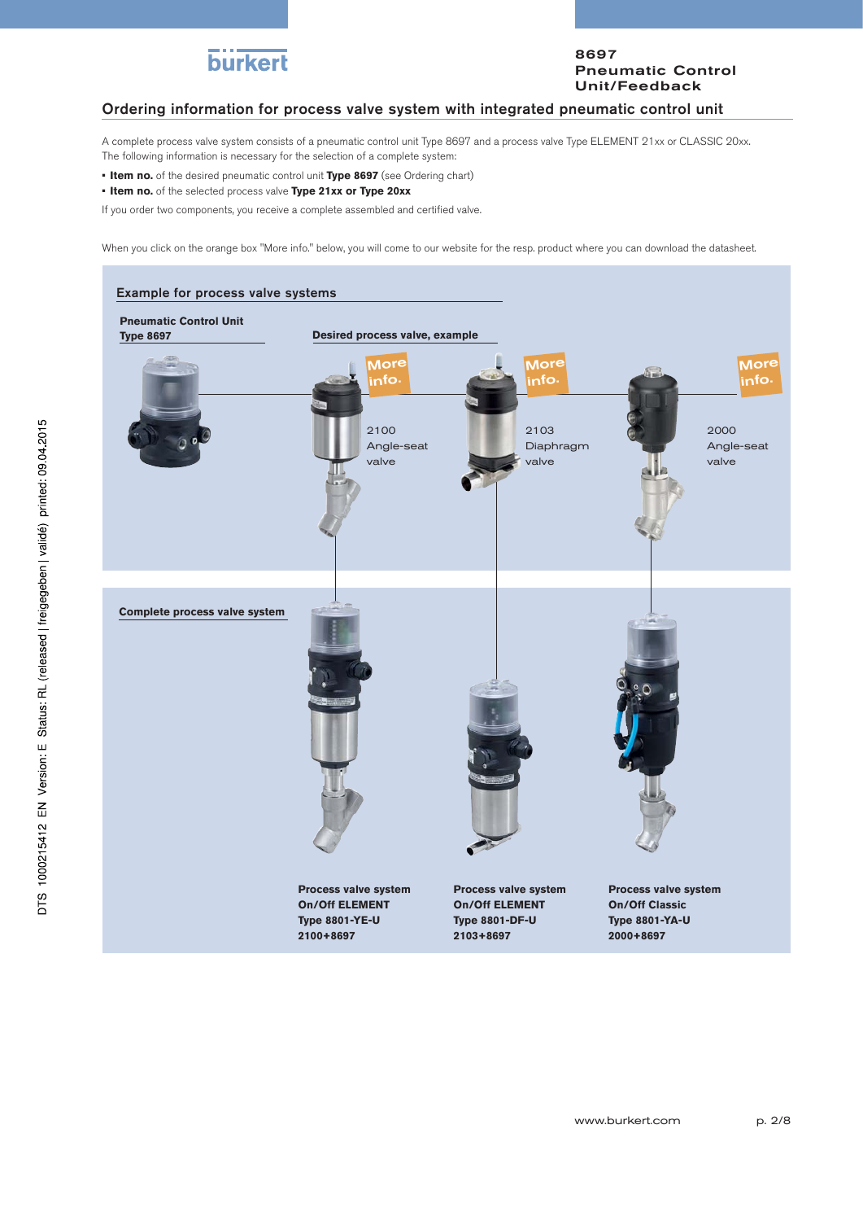## Ordering information for process valve system with integrated pneumatic control unit

A complete process valve system consists of a pneumatic control unit Type 8697 and a process valve Type ELEMENT 21xx or CLASSIC 20xx. The following information is necessary for the selection of a complete system:

- **Item no.** of the desired pneumatic control unit **Type 8697** (see Ordering chart)
- **Item no.** of the selected process valve **Type 21xx or Type 20xx**

If you order two components, you receive a complete assembled and certified valve.

When you click on the orange box "More info." below, you will come to our website for the resp. product where you can download the datasheet.

### Example for process valve systems

**Pneumatic Control Unit Type 8697**

**Desired process valve, example**

More info. — 2100 Angle-seat valve

More info. — 2103 Diaphragm valve

More info. — 2000 Angle-seat valve

**Complete process valve system**

**Process valve system On/Off ELEMENT Type 8801-YE-U 2100+8697**

**Process valve system On/Off ELEMENT Type 8801-DF-U 2103+8697**

**Process valve system On/Off Classic Type 8801-YA-U 2000+8697**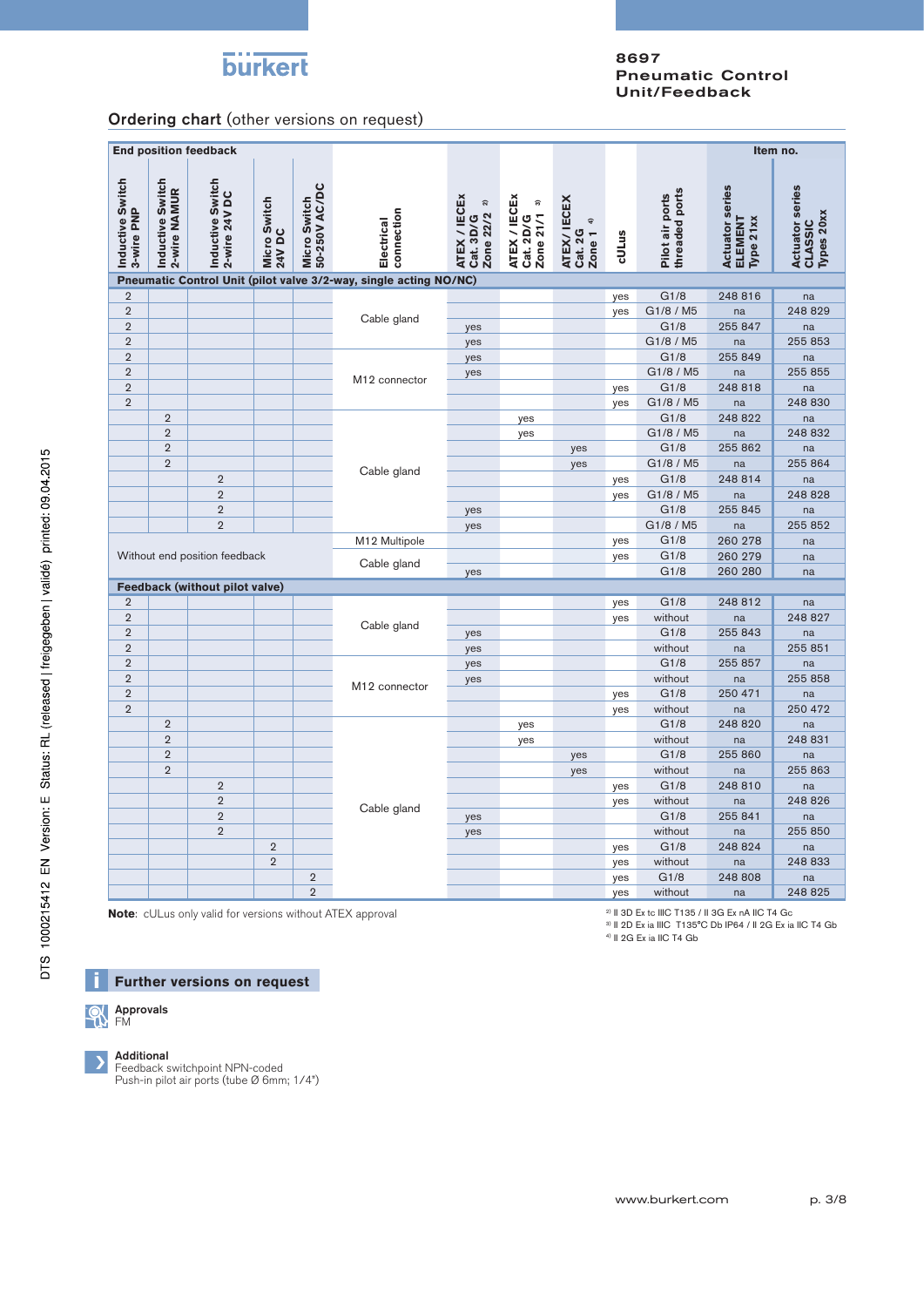## Ordering chart (other versions on request)

| End position feedback | | | | | | | | | | | Item no. | |
|---|---|---|---|---|---|---|---|---|---|---|---|---|
| Inductive Switch 3-wire PNP | Inductive Switch 2-wire NAMUR | Inductive Switch 2-wire 24V DC | Micro Switch 24V DC | Micro Switch 50-250V AC/DC | Electrical connection | ATEX / IECEx Cat. 3D/G Zone 22/2 [2] | ATEX / IECEx Cat. 2D/G Zone 21/1 [3] | ATEX/ IECEX Cat. 2G Zone 1 [4] | cULus | Pilot air ports threaded ports | Actuator series ELEMENT Type 21xx | Actuator series CLASSIC Types 20xx |
| **Pneumatic Control Unit (pilot valve 3/2-way, single acting NO/NC)** | | | | | | | | | | | | |
| 2 | | | | | Cable gland | | | | yes | G1/8 | 248 816 | na |
| 2 | | | | | Cable gland | | | | yes | G1/8 / M5 | na | 248 829 |
| 2 | | | | | Cable gland | yes | | | | G1/8 | 255 847 | na |
| 2 | | | | | Cable gland | yes | | | | G1/8 / M5 | na | 255 853 |
| 2 | | | | | M12 connector | yes | | | | G1/8 | 255 849 | na |
| 2 | | | | | M12 connector | yes | | | | G1/8 / M5 | na | 255 855 |
| 2 | | | | | M12 connector | | | | yes | G1/8 | 248 818 | na |
| 2 | | | | | M12 connector | | | | yes | G1/8 / M5 | na | 248 830 |
| | 2 | | | | Cable gland | | yes | | | G1/8 | 248 822 | na |
| | 2 | | | | Cable gland | | yes | | | G1/8 / M5 | na | 248 832 |
| | 2 | | | | Cable gland | | | yes | | G1/8 | 255 862 | na |
| | 2 | | | | Cable gland | | | yes | | G1/8 / M5 | na | 255 864 |
| | | 2 | | | Cable gland | | | | yes | G1/8 | 248 814 | na |
| | | 2 | | | Cable gland | | | | yes | G1/8 / M5 | na | 248 828 |
| | | 2 | | | Cable gland | yes | | | | G1/8 | 255 845 | na |
| | | 2 | | | Cable gland | yes | | | | G1/8 / M5 | na | 255 852 |
| Without end position feedback | | | | | M12 Multipole | | | | yes | G1/8 | 260 278 | na |
| Without end position feedback | | | | | Cable gland | | | | yes | G1/8 | 260 279 | na |
| Without end position feedback | | | | | Cable gland | yes | | | | G1/8 | 260 280 | na |
| **Feedback (without pilot valve)** | | | | | | | | | | | | |
| 2 | | | | | Cable gland | | | | yes | G1/8 | 248 812 | na |
| 2 | | | | | Cable gland | | | | yes | without | na | 248 827 |
| 2 | | | | | Cable gland | yes | | | | G1/8 | 255 843 | na |
| 2 | | | | | Cable gland | yes | | | | without | na | 255 851 |
| 2 | | | | | M12 connector | yes | | | | G1/8 | 255 857 | na |
| 2 | | | | | M12 connector | yes | | | | without | na | 255 858 |
| 2 | | | | | M12 connector | | | | yes | G1/8 | 250 471 | na |
| 2 | | | | | M12 connector | | | | yes | without | na | 250 472 |
| | 2 | | | | Cable gland | | yes | | | G1/8 | 248 820 | na |
| | 2 | | | | Cable gland | | yes | | | without | na | 248 831 |
| | 2 | | | | Cable gland | | | yes | | G1/8 | 255 860 | na |
| | 2 | | | | Cable gland | | | yes | | without | na | 255 863 |
| | | 2 | | | Cable gland | | | | yes | G1/8 | 248 810 | na |
| | | 2 | | | Cable gland | | | | yes | without | na | 248 826 |
| | | 2 | | | Cable gland | yes | | | | G1/8 | 255 841 | na |
| | | 2 | | | Cable gland | yes | | | | without | na | 255 850 |
| | | | 2 | | Cable gland | | | | yes | G1/8 | 248 824 | na |
| | | | 2 | | Cable gland | | | | yes | without | na | 248 833 |
| | | | | 2 | Cable gland | | | | yes | G1/8 | 248 808 | na |
| | | | | 2 | Cable gland | | | | yes | without | na | 248 825 |

**Note**: cULus only valid for versions without ATEX approval

[2] II 3D Ex tc IIIC T135 / II 3G Ex nA IIC T4 Gc
[3] II 2D Ex ia IIIC T135°C Db IP64 / II 2G Ex ia IIC T4 Gb
[4] II 2G Ex ia IIC T4 Gb

### Further versions on request

**Approvals**
FM

**Additional**
Feedback switchpoint NPN-coded
Push-in pilot air ports (tube Ø 6mm; 1/4")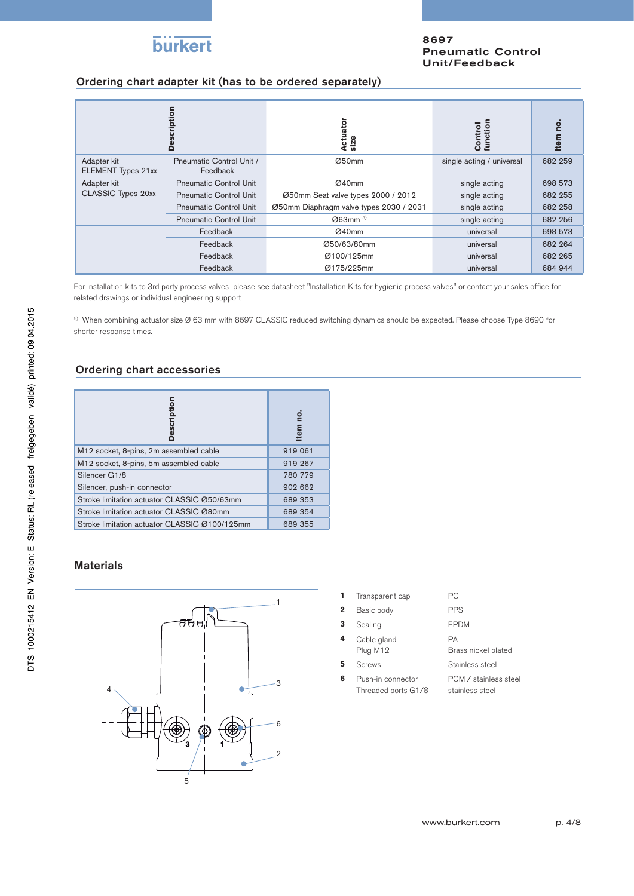## Ordering chart adapter kit (has to be ordered separately)

| Description | | Actuator size | Control function | Item no. |
|---|---|---|---|---|
| Adapter kit ELEMENT Types 21xx | Pneumatic Control Unit / Feedback | Ø50mm | single acting / universal | 682 259 |
| Adapter kit CLASSIC Types 20xx | Pneumatic Control Unit | Ø40mm | single acting | 698 573 |
| | Pneumatic Control Unit | Ø50mm Seat valve types 2000 / 2012 | single acting | 682 255 |
| | Pneumatic Control Unit | Ø50mm Diaphragm valve types 2030 / 2031 | single acting | 682 258 |
| | Pneumatic Control Unit | Ø63mm [5] | single acting | 682 256 |
| | Feedback | Ø40mm | universal | 698 573 |
| | Feedback | Ø50/63/80mm | universal | 682 264 |
| | Feedback | Ø100/125mm | universal | 682 265 |
| | Feedback | Ø175/225mm | universal | 684 944 |

For installation kits to 3rd party process valves please see datasheet "Installation Kits for hygienic process valves" or contact your sales office for related drawings or individual engineering support

[5] When combining actuator size Ø 63 mm with 8697 CLASSIC reduced switching dynamics should be expected. Please choose Type 8690 for shorter response times.

## Ordering chart accessories

| Description | Item no. |
|---|---|
| M12 socket, 8-pins, 2m assembled cable | 919 061 |
| M12 socket, 8-pins, 5m assembled cable | 919 267 |
| Silencer G1/8 | 780 779 |
| Silencer, push-in connector | 902 662 |
| Stroke limitation actuator CLASSIC Ø50/63mm | 689 353 |
| Stroke limitation actuator CLASSIC Ø80mm | 689 354 |
| Stroke limitation actuator CLASSIC Ø100/125mm | 689 355 |

## Materials

| | | |
|---|---|---|
| **1** | Transparent cap | PC |
| **2** | Basic body | PPS |
| **3** | Sealing | EPDM |
| **4** | Cable gland<br>Plug M12 | PA<br>Brass nickel plated |
| **5** | Screws | Stainless steel |
| **6** | Push-in connector<br>Threaded ports G1/8 | POM / stainless steel<br>stainless steel |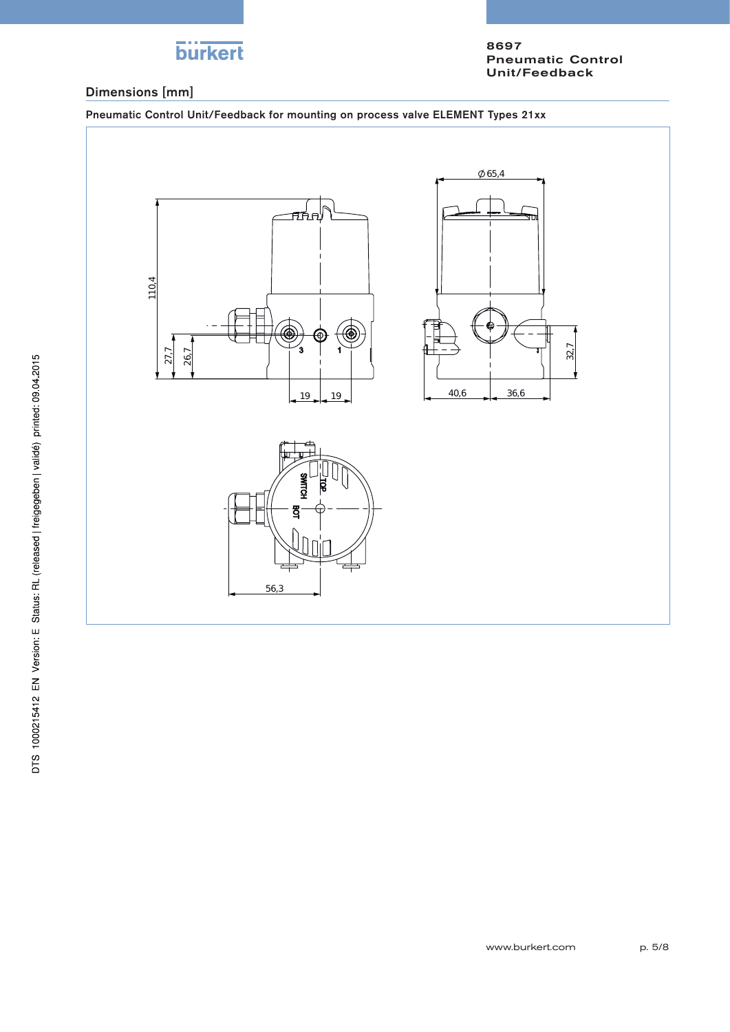## Dimensions [mm]

### Pneumatic Control Unit/Feedback for mounting on process valve ELEMENT Types 21xx

110,4

27,7

26,7

3

1

19

19

Ø 65,4

40,6

36,6

32,7

SWITCH

TOP

BOT

56,3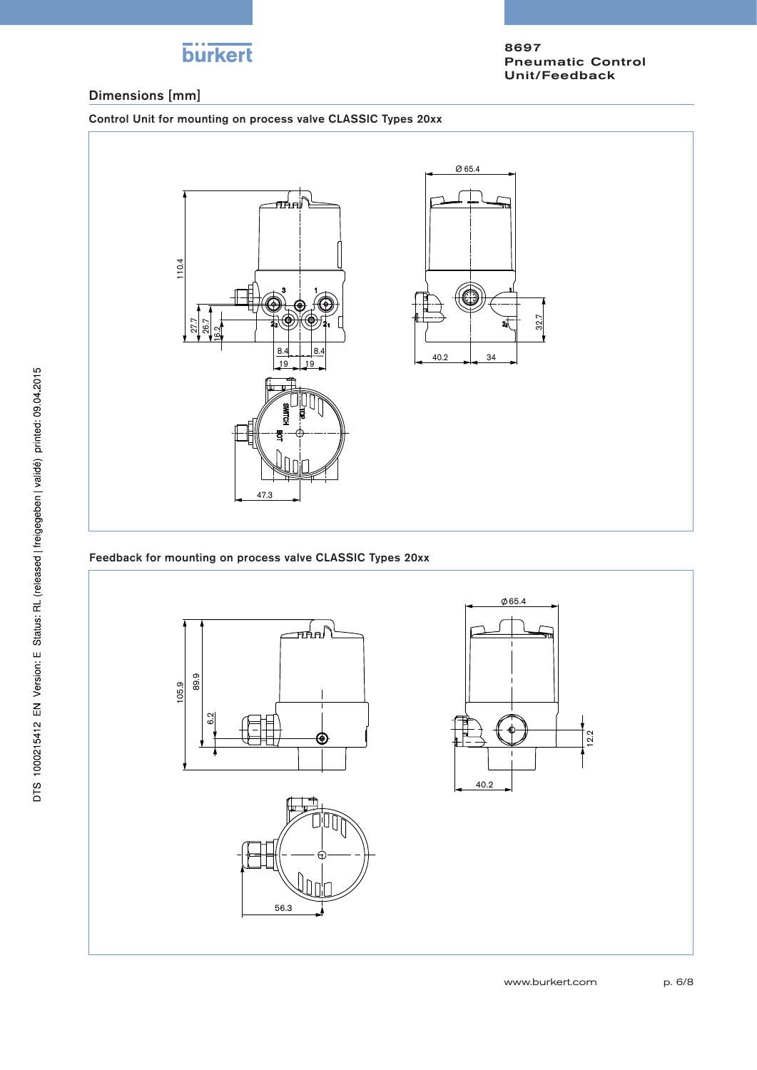## Dimensions [mm]

### Control Unit for mounting on process valve CLASSIC Types 20xx

### Feedback for mounting on process valve CLASSIC Types 20xx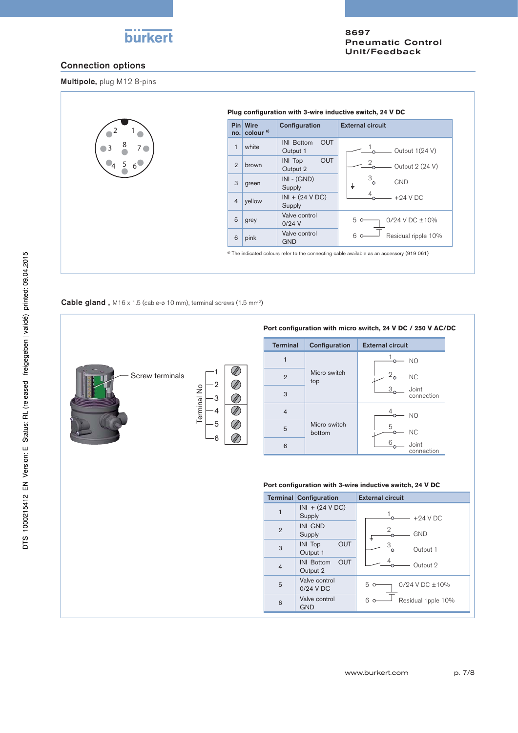## Connection options

**Multipole,** plug M12 8-pins

**Plug configuration with 3-wire inductive switch, 24 V DC**

| Pin no. | Wire colour [6] | Configuration | External circuit |
|---|---|---|---|
| 1 | white | INI Bottom OUT Output 1 | 1 — Output 1(24 V) |
| 2 | brown | INI Top OUT Output 2 | 2 — Output 2 (24 V) |
| 3 | green | INI - (GND) Supply | 3 — GND |
| 4 | yellow | INI + (24 V DC) Supply | 4 — +24 V DC |
| 5 | grey | Valve control 0/24 V | 5 — 0/24 V DC ±10% |
| 6 | pink | Valve control GND | 6 — Residual ripple 10% |

[6] The indicated colours refer to the connecting cable available as an accessory (919 061)

**Cable gland ,** M16 x 1.5 (cable-ø 10 mm), terminal screws (1.5 mm²)

Screw terminals

Terminal No 1 2 3 4 5 6

**Port configuration with micro switch, 24 V DC / 250 V AC/DC**

| Terminal | Configuration | External circuit |
|---|---|---|
| 1 | Micro switch top | 1 — NO |
| 2 | | 2 — NC |
| 3 | | 3 — Joint connection |
| 4 | Micro switch bottom | 4 — NO |
| 5 | | 5 — NC |
| 6 | | 6 — Joint connection |

**Port configuration with 3-wire inductive switch, 24 V DC**

| Terminal | Configuration | External circuit |
|---|---|---|
| 1 | INI + (24 V DC) Supply | 1 — +24 V DC |
| 2 | INI GND Supply | 2 — GND |
| 3 | INI Top OUT Output 1 | 3 — Output 1 |
| 4 | INI Bottom OUT Output 2 | 4 — Output 2 |
| 5 | Valve control 0/24 V DC | 5 — 0/24 V DC ±10% |
| 6 | Valve control GND | 6 — Residual ripple 10% |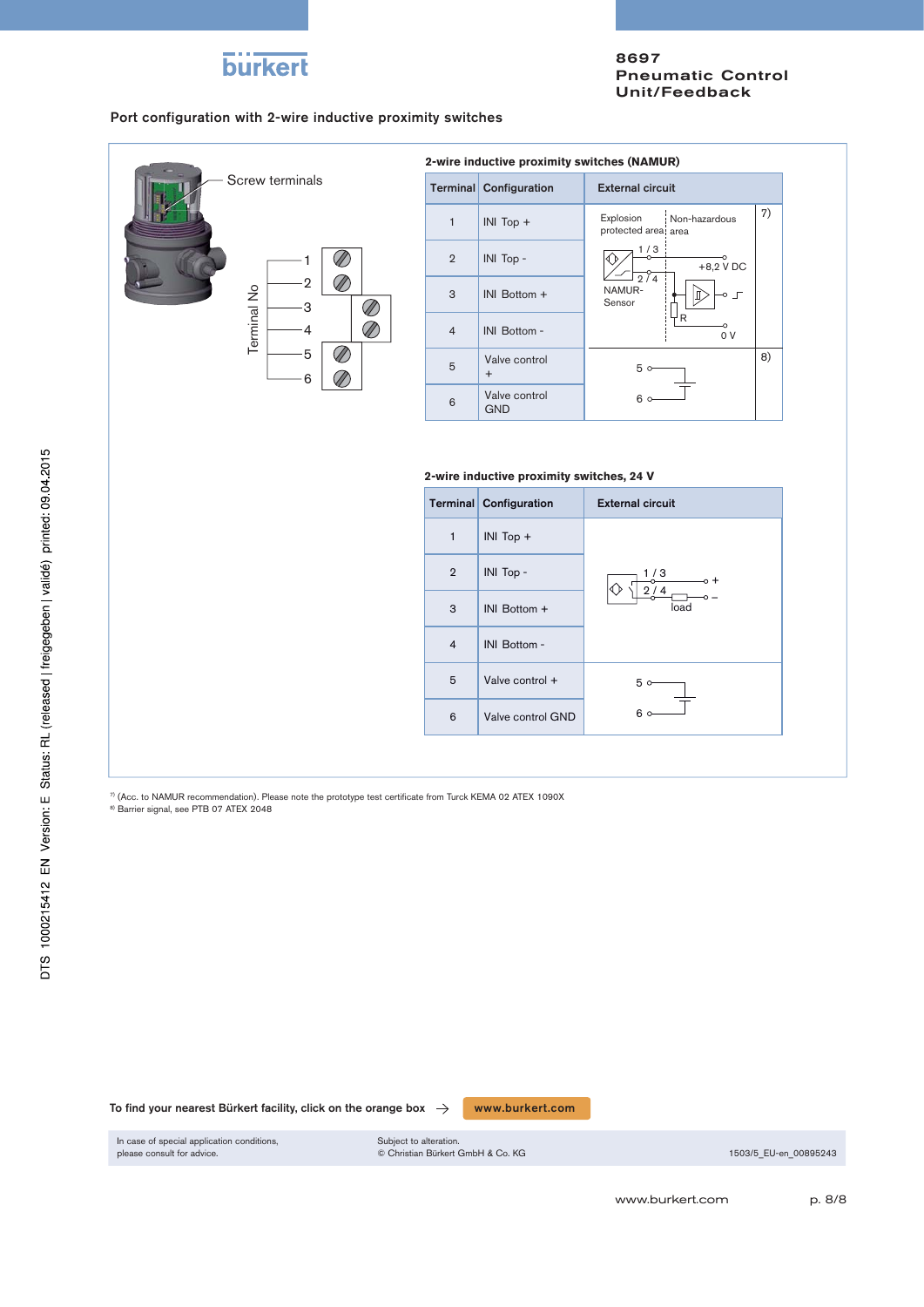## Port configuration with 2-wire inductive proximity switches

Screw terminals

Terminal No

1
2
3
4
5
6

### 2-wire inductive proximity switches (NAMUR)

| Terminal | Configuration | External circuit | |
|---|---|---|---|
| 1 | INI Top + | Explosion protected area / Non-hazardous area; 1 / 3; 2 / 4; +8,2 V DC; NAMUR-Sensor; R; 0 V | 7) |
| 2 | INI Top - | | |
| 3 | INI Bottom + | | |
| 4 | INI Bottom - | | |
| 5 | Valve control + | 5; 6 | 8) |
| 6 | Valve control GND | | |

### 2-wire inductive proximity switches, 24 V

| Terminal | Configuration | External circuit |
|---|---|---|
| 1 | INI Top + | 1 / 3; 2 / 4; +; –; load |
| 2 | INI Top - | |
| 3 | INI Bottom + | |
| 4 | INI Bottom - | |
| 5 | Valve control + | 5; 6 |
| 6 | Valve control GND | |

[7] (Acc. to NAMUR recommendation). Please note the prototype test certificate from Turck KEMA 02 ATEX 1090X
[8] Barrier signal, see PTB 07 ATEX 2048

To find your nearest Bürkert facility, click on the orange box → www.burkert.com

In case of special application conditions, please consult for advice.

Subject to alteration.
© Christian Bürkert GmbH & Co. KG

1503/5_EU-en_00895243